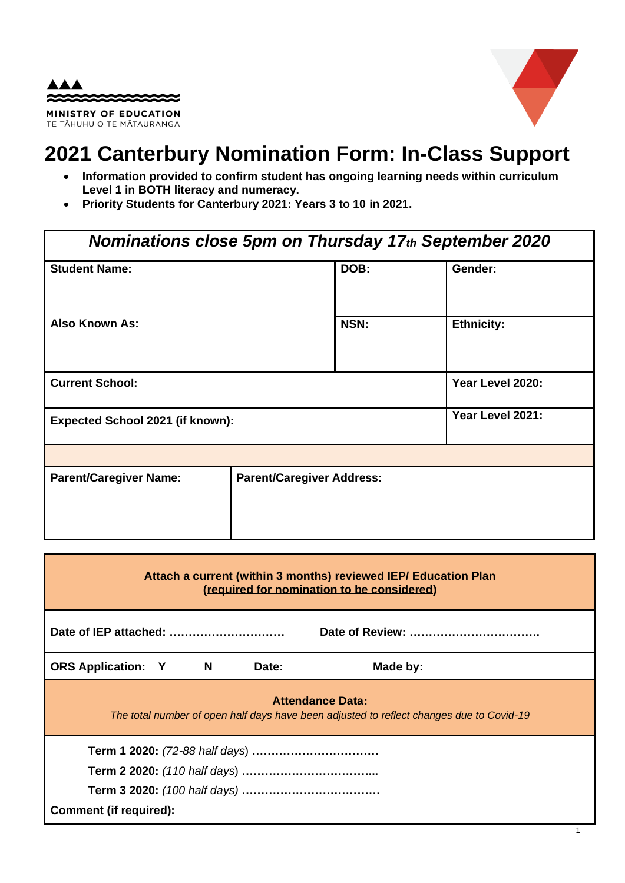MINISTRY OF EDUCATION
TE TĀHUHU O TE MĀTAURANGA

# 2021 Canterbury Nomination Form: In-Class Support

- **Information provided to confirm student has ongoing learning needs within curriculum Level 1 in BOTH literacy and numeracy.**
- **Priority Students for Canterbury 2021: Years 3 to 10 in 2021.**

| ***Nominations close 5pm on Thursday 17th September 2020*** | | |
|---|---|---|
| **Student Name:** | **DOB:** | **Gender:** |
| **Also Known As:** | **NSN:** | **Ethnicity:** |
| **Current School:** | | **Year Level 2020:** |
| **Expected School 2021 (if known):** | | **Year Level 2021:** |
| | | |
| **Parent/Caregiver Name:** | **Parent/Caregiver Address:** | |

| **Attach a current (within 3 months) reviewed IEP/ Education Plan** **(required for nomination to be considered)** | |
|---|---|
| **Date of IEP attached:** ………………………… | **Date of Review:** ……………………………. |
| **ORS Application: Y N Date:** | **Made by:** |
| **Attendance Data:** *The total number of open half days have been adjusted to reflect changes due to Covid-19* | |
| **Term 1 2020:** *(72-88 half days)* ……………………………<br>**Term 2 2020:** *(110 half days)* ……………………………...<br>**Term 3 2020:** *(100 half days)* ………………………………<br>**Comment (if required):** | |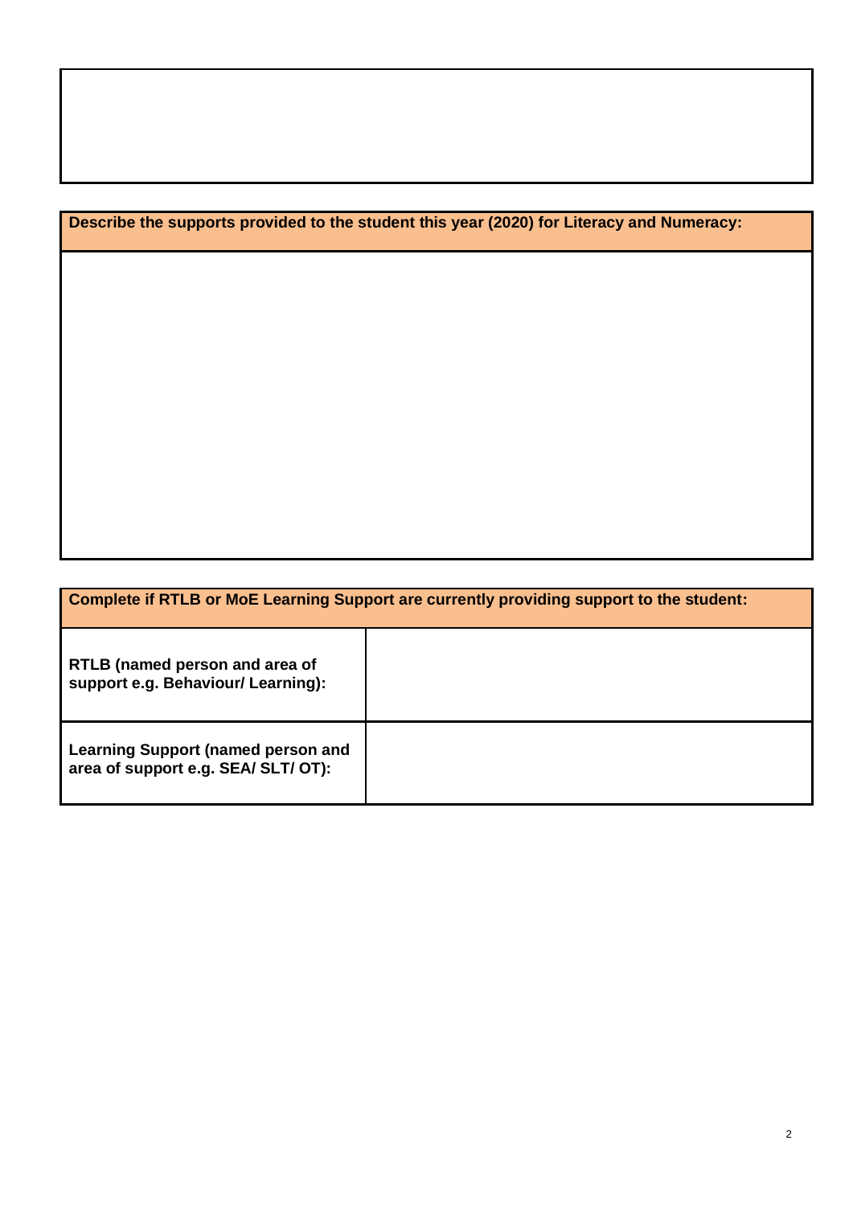| Describe the supports provided to the student this year (2020) for Literacy and Numeracy: |
| --- |
| |

| Complete if RTLB or MoE Learning Support are currently providing support to the student: | |
| --- | --- |
| **RTLB (named person and area of support e.g. Behaviour/ Learning):** | |
| **Learning Support (named person and area of support e.g. SEA/ SLT/ OT):** | |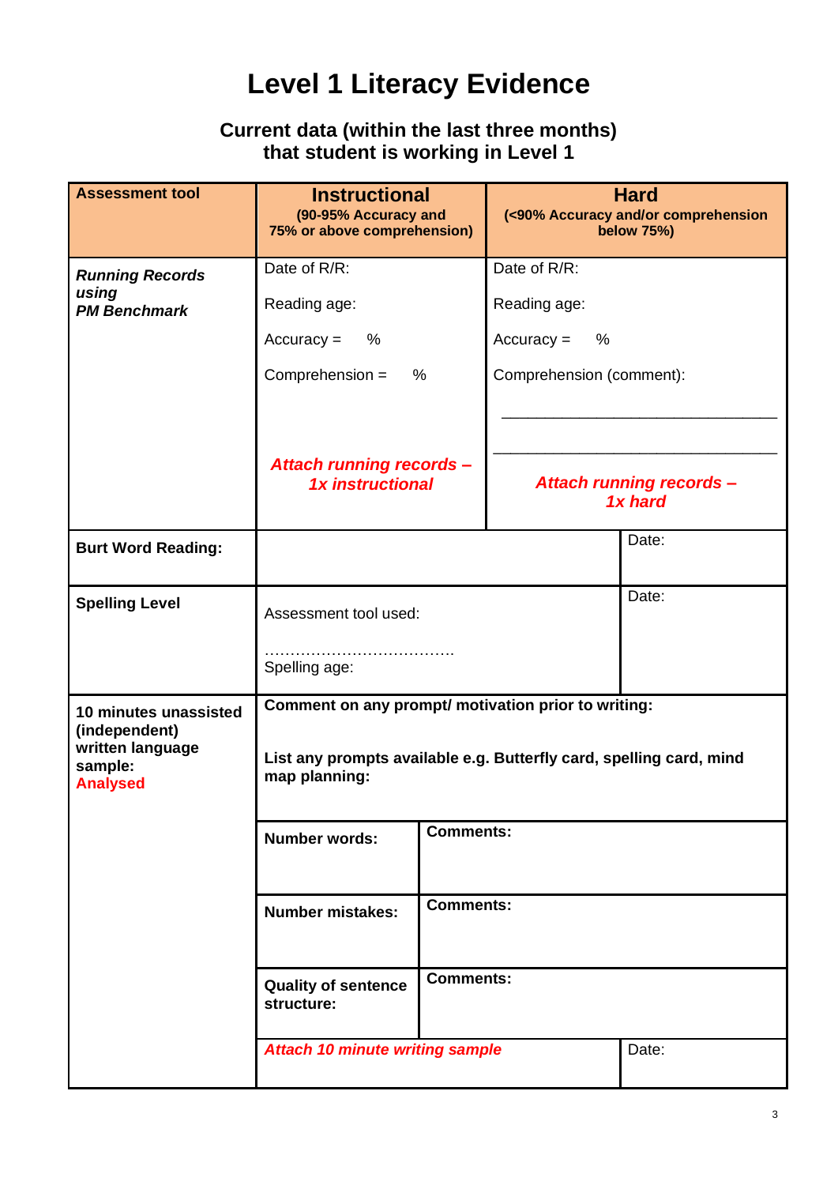# Level 1 Literacy Evidence

### Current data (within the last three months) that student is working in Level 1

| **Assessment tool** | **Instructional** (90-95% Accuracy and 75% or above comprehension) | | **Hard** (<90% Accuracy and/or comprehension below 75%) |
|---|---|---|---|
| ***Running Records using PM Benchmark*** | Date of R/R:<br><br>Reading age:<br><br>Accuracy = %<br><br>Comprehension = %<br><br>***Attach running records – 1x instructional*** | | Date of R/R:<br><br>Reading age:<br><br>Accuracy = %<br><br>Comprehension (comment):<br><br>\_\_\_\_\_\_\_\_\_\_\_\_\_\_\_\_\_\_\_\_\_\_\_\_\_\_\_\_\_\_\_\_<br><br>\_\_\_\_\_\_\_\_\_\_\_\_\_\_\_\_\_\_\_\_\_\_\_\_\_\_\_\_\_\_\_\_<br><br>***Attach running records – 1x hard*** |
| **Burt Word Reading:** | | | Date: |
| **Spelling Level** | Assessment tool used:<br><br>……………………………….<br>Spelling age: | | Date: |
| **10 minutes unassisted (independent) written language sample: Analysed** | **Comment on any prompt/ motivation prior to writing:**<br><br>**List any prompts available e.g. Butterfly card, spelling card, mind map planning:** | | |
| | **Number words:** | **Comments:** | |
| | **Number mistakes:** | **Comments:** | |
| | **Quality of sentence structure:** | **Comments:** | |
| | ***Attach 10 minute writing sample*** | | Date: |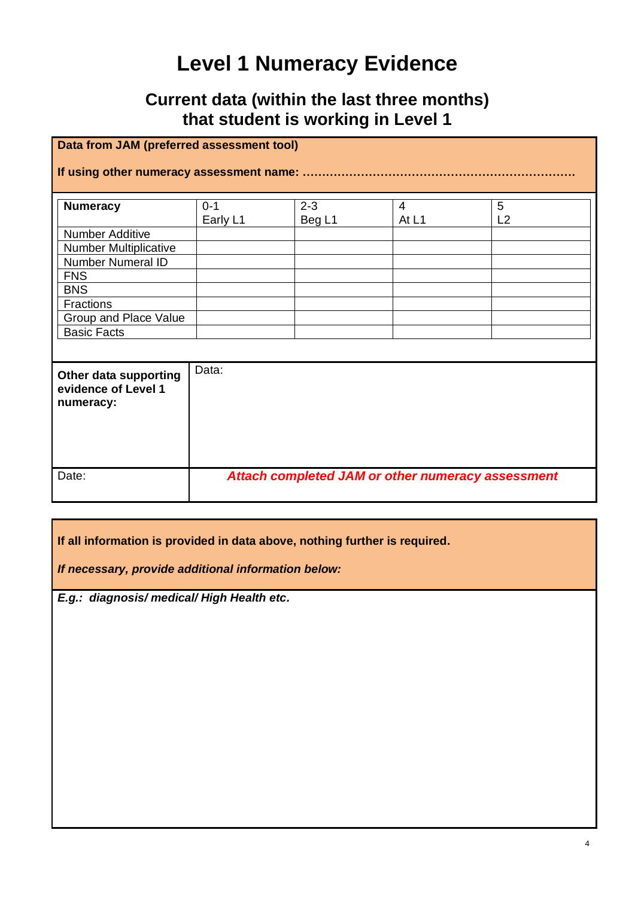# Level 1 Numeracy Evidence

## Current data (within the last three months) that student is working in Level 1

**Data from JAM (preferred assessment tool)**

**If using other numeracy assessment name: ……………………………………………………………**

| **Numeracy** | 0-1 Early L1 | 2-3 Beg L1 | 4 At L1 | 5 L2 |
|---|---|---|---|---|
| Number Additive | | | | |
| Number Multiplicative | | | | |
| Number Numeral ID | | | | |
| FNS | | | | |
| BNS | | | | |
| Fractions | | | | |
| Group and Place Value | | | | |
| Basic Facts | | | | |

| **Other data supporting evidence of Level 1 numeracy:** | Data: |
|---|---|
| Date: | ***Attach completed JAM or other numeracy assessment*** |

**If all information is provided in data above, nothing further is required.**

***If necessary, provide additional information below:***

***E.g.: diagnosis/ medical/ High Health etc.***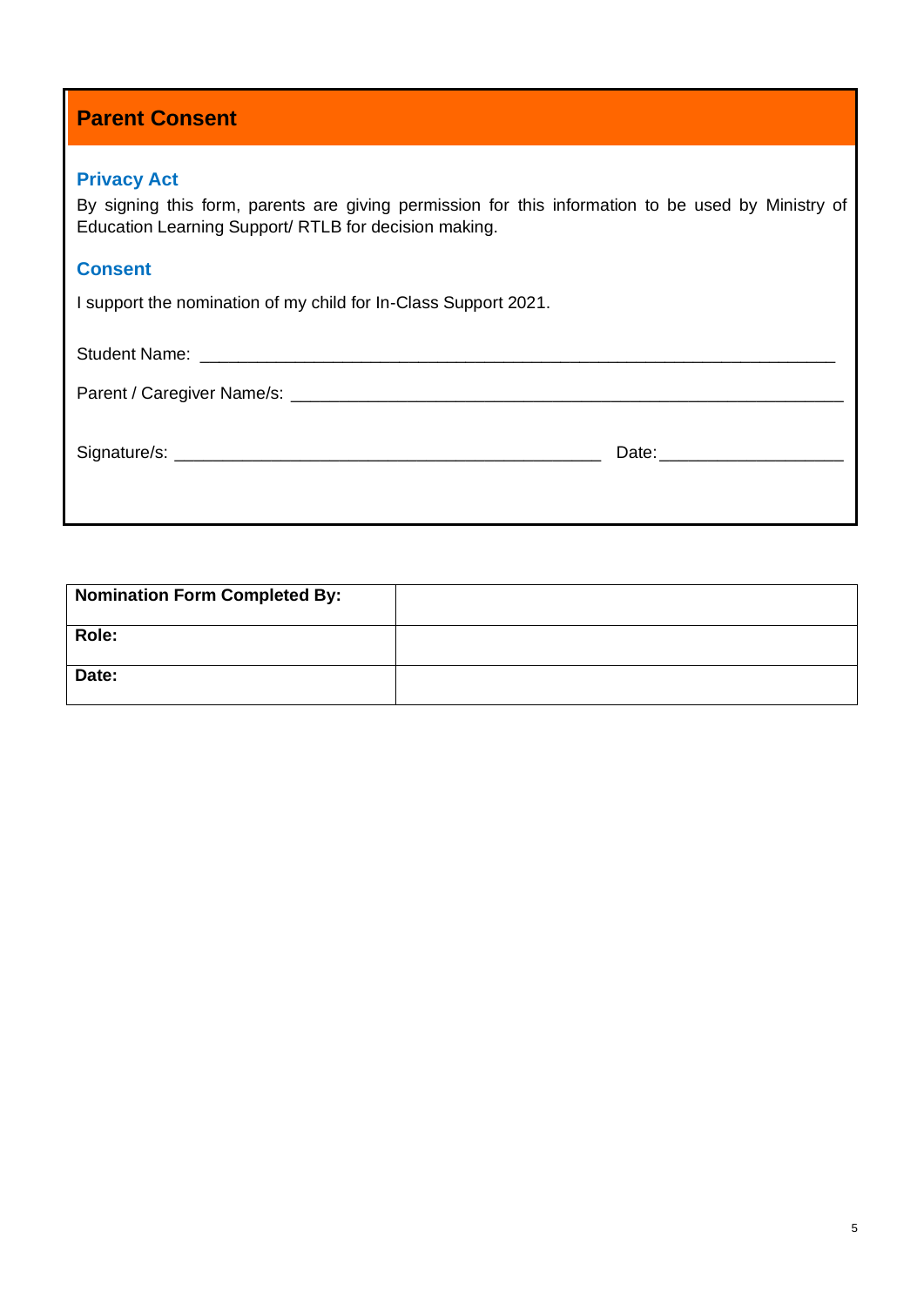## Parent Consent

### Privacy Act

By signing this form, parents are giving permission for this information to be used by Ministry of Education Learning Support/ RTLB for decision making.

### Consent

I support the nomination of my child for In-Class Support 2021.

Student Name: ____________________________________________________________

Parent / Caregiver Name/s: ____________________________________________________

Signature/s: ________________________________________ Date: _________________

| **Nomination Form Completed By:** | |
|---|---|
| **Role:** | |
| **Date:** | |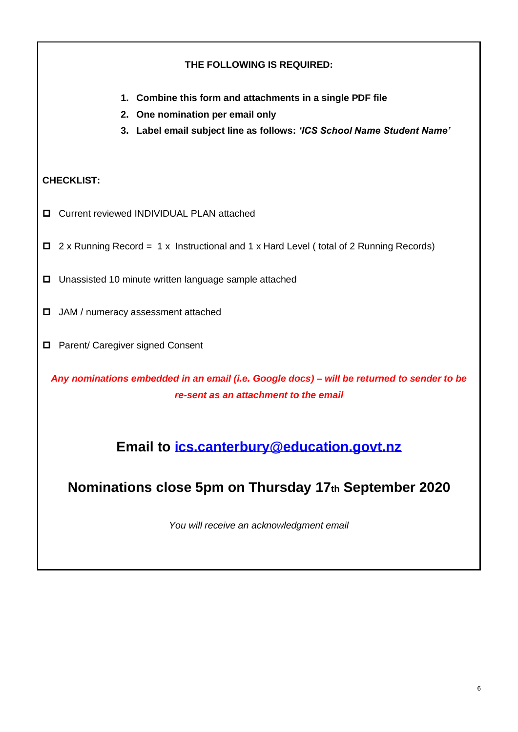**THE FOLLOWING IS REQUIRED:**

1. **Combine this form and attachments in a single PDF file**
2. **One nomination per email only**
3. **Label email subject line as follows:** ***'ICS School Name Student Name'***

**CHECKLIST:**

- ☐ Current reviewed INDIVIDUAL PLAN attached
- ☐ 2 x Running Record = 1 x Instructional and 1 x Hard Level ( total of 2 Running Records)
- ☐ Unassisted 10 minute written language sample attached
- ☐ JAM / numeracy assessment attached
- ☐ Parent/ Caregiver signed Consent

***Any nominations embedded in an email (i.e. Google docs) – will be returned to sender to be re-sent as an attachment to the email***

## Email to [ics.canterbury@education.govt.nz](mailto:ics.canterbury@education.govt.nz)

## Nominations close 5pm on Thursday 17th September 2020

*You will receive an acknowledgment email*